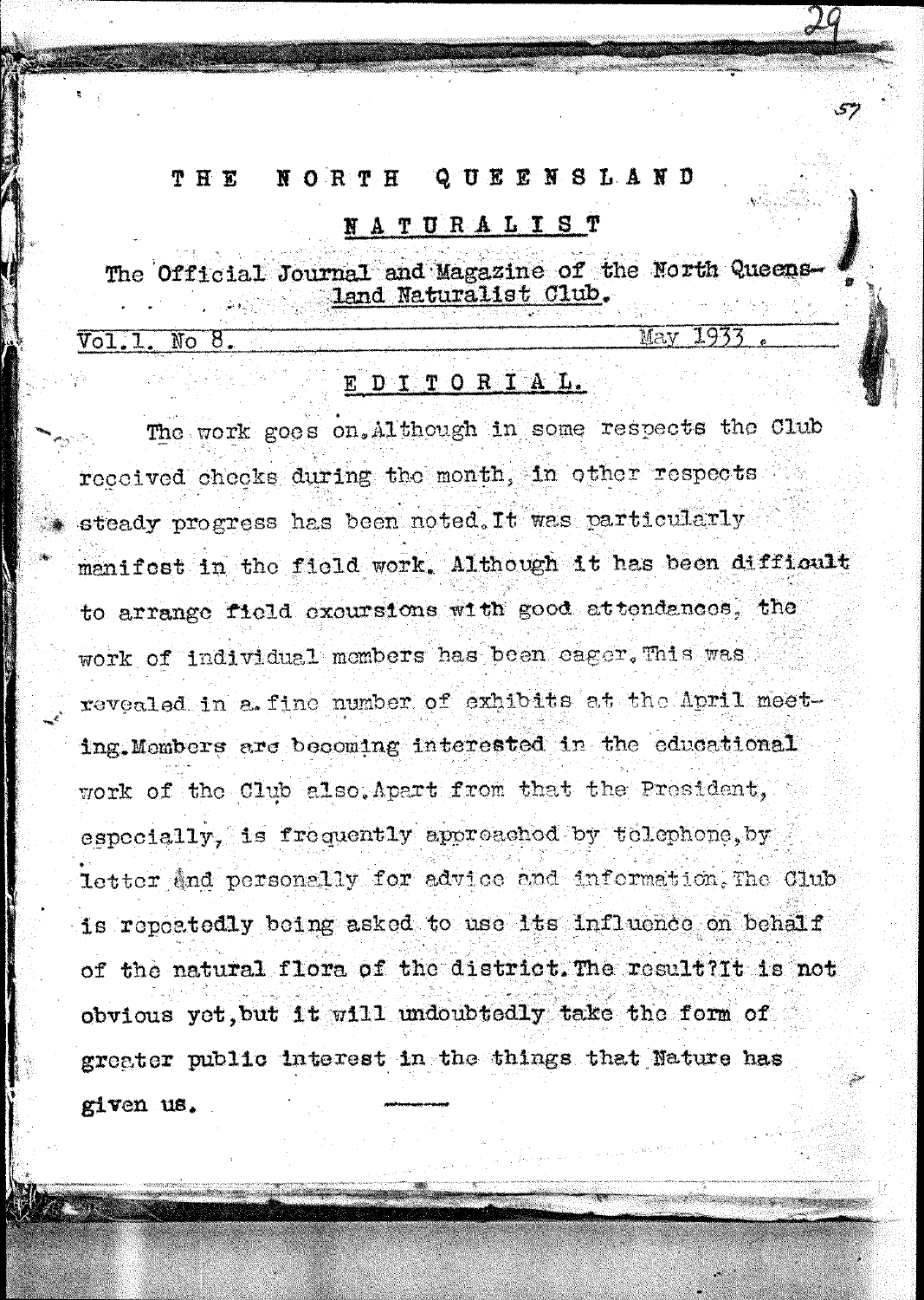# THE NORTH QUEENSLAND

## NATURALIST

The Official Journal and Magazine of the North Queensland Naturalist Club.

Vol.1. No 8. May 1933.

## EDITORIAL.

The work goes on. Although in some respects the Club received checks during the month, in other respects steady progress has been noted. It was particularly manifest in the field work. Although it has been difficult to arrange field excursions with good attendances, the work of individual members has been eager. This was revealed in a fine number of exhibits at the April meeting. Members are becoming interested in the educational work of the Club also. Apart from that the President, especially, is frequently approached by telephone, by letter and personally for advice and information. The Club is repeatedly being asked to use its influence on behalf of the natural flora of the district. The result? It is not obvious yet, but it will undoubtedly take the form of greater public interest in the things that Nature has given us.

---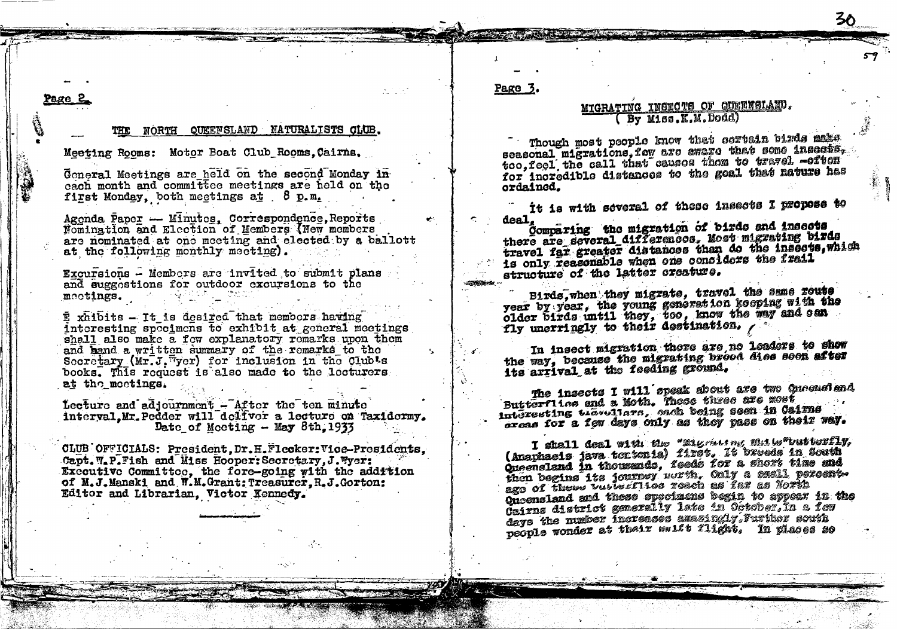## THE NORTH QUEENSLAND NATURALISTS CLUB.

Meeting Rooms: Motor Boat Club Rooms, Cairns.

General Meetings are held on the second Monday in each month and committee meetings are held on the first Monday, both meetings at 8 p.m.

Agenda Paper — Minutes, Correspondence, Reports Nomination and Election of Members (New members are nominated at one meeting and elected by a ballott at the following monthly meeting).

Excursions - Members are invited to submit plans and suggestions for outdoor excursions to the meetings.

Exhibits - It is desired that members having interesting specimens to exhibit at general meetings shall also make a few explanatory remarks upon them and hand a written summary of the remarks to the Secretary (Mr. J. Wyer) for inclusion in the Club's books. This request is also made to the lecturers at the meetings.

Lecture and adjournment - After the ten minute interval, Mr. Pedder will deliver a lecture on Taxidermy.
Date of Meeting - May 8th, 1933

CLUB OFFICIALS: President, Dr. H. Flecker: Vice-Presidents, Capt. W. P. Fish and Miss Hooper: Secretary, J. Wyer: Executive Committee, the fore-going with the addition of M. J. Manski and W. M. Grant: Treasurer, R. J. Gorton: Editor and Librarian, Victor Kennedy.

---

## MIGRATING INSECTS OF QUEENSLAND.
(By Miss. K. M. Dodd)

Though most people know that certain birds make seasonal migrations, few are aware that some insects, too, feel the call that causes them to travel - often for incredible distances to the goal that nature has ordained.

It is with several of these insects I propose to deal.

Comparing the migration of birds and insects there are several differences. Most migrating birds travel far greater distances than do the insects, which is only reasonable when one considers the frail structure of the latter creature.

Birds, when they migrate, travel the same route year by year, the young generation keeping with the older birds until they, too, know the way and can fly unerringly to their destination.

In insect migration there are no leaders to show the way, because the migrating brood dies soon after its arrival at the feeding ground.

The insects I will speak about are two Queensland Butterflies and a Moth. These three are most interesting travellers, each being seen in Cairns areas for a few days only as they pass on their way.

I shall deal with the "Migrating White" butterfly, (Anaphaeis java teutonia) first. It breeds in South Queensland in thousands, feeds for a short time and then begins its journey north. Only a small percentage of these butterflies reach as far as North Queensland and these specimens begin to appear in the Cairns district generally late in October. In a few days the number increases amazingly. Further south people wonder at their swift flight. In places so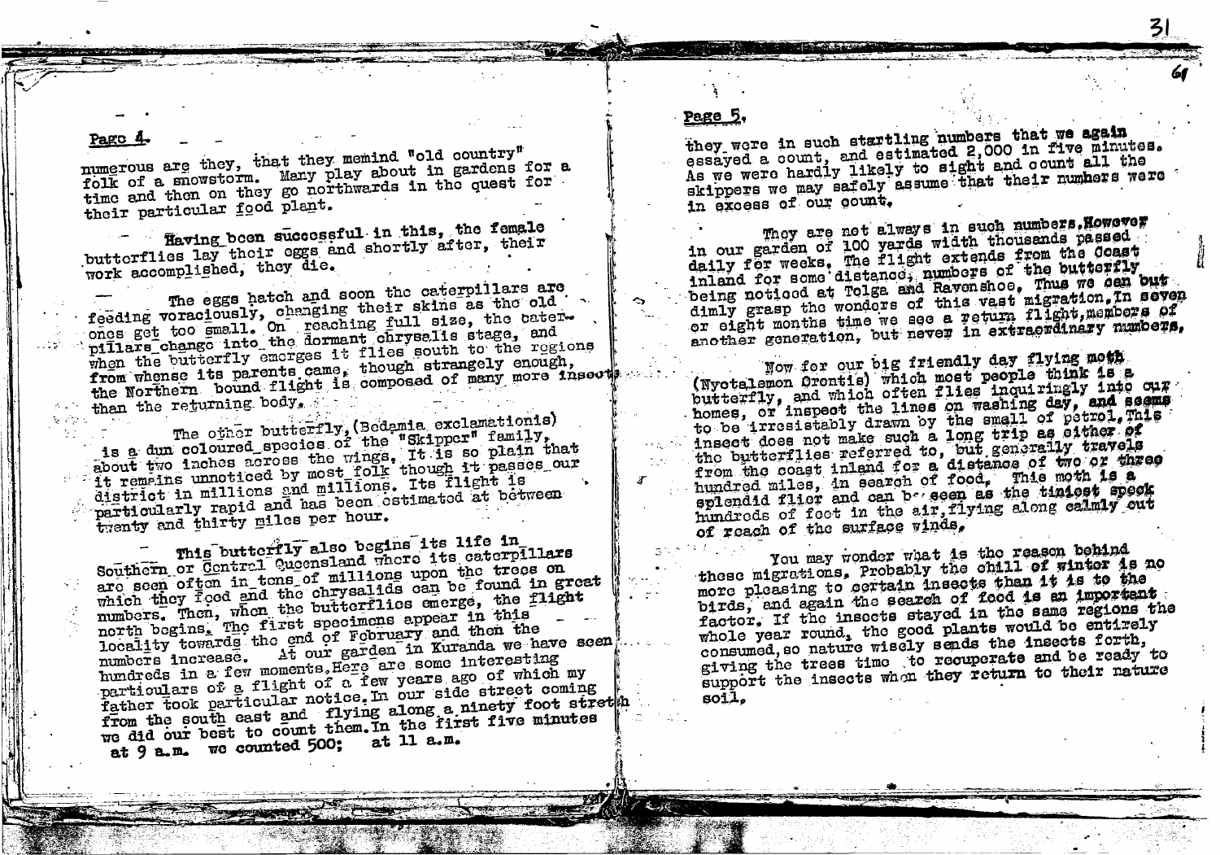## Page 4.

numerous are they, that they memind "old country" folk of a snowstorm. Many play about in gardens for a time and then on they go northwards in the quest for their particular food plant.

Having been successful in this, the female butterflies lay their eggs and shortly after, their work accomplished, they die.

The eggs hatch and soon the caterpillars are feeding voraciously, changing their skins as the old ones get too small. On reaching full size, the caterpillars change into the dormant chrysalis stage, and when the butterfly emerges it flies south to the regions from whense its parents came, though strangely enough, the Northern bound flight is composed of many more insects than the returning body.

The other butterfly, (Bedamia exclamationis) is a dun coloured species of the "Skipper" family, about two inches across the wings. It is so plain that it remains unnoticed by most folk though it passes our district in millions and millions. Its flight is particularly rapid and has been estimated at between twenty and thirty miles per hour.

This butterfly also begins its life in Southern or Central Queensland where its caterpillars are seen often in tens of millions upon the trees on which they feed and the chrysalids can be found in great numbers. Then, when the butterflies emerge, the flight north begins. The first specimens appear in this locality towards the end of February and then the numbers increase. At our garden in Kuranda we have seen hundreds in a few moments. Here are some interesting particulars of a flight of a few years ago of which my father took particular notice. In our side street coming from the south east and flying along a ninety foot stretch we did our best to count them. In the first five minutes at 9 a.m. we counted 500; at 11 a.m.

## Page 5.

they were in such startling numbers that we again essayed a count, and estimated 2,000 in five minutes. As we were hardly likely to sight and count all the skippers we may safely assume that their numbers were in excess of our count.

They are not always in such numbers. However in our garden of 100 yards width thousands passed daily for weeks. The flight extends from the Coast inland for some distance, numbers of the butterfly being noticed at Tolga and Ravenshoe. Thus we can but dimly grasp the wonders of this vast migration. In seven or eight months time we see a return flight, members of another generation, but never in extraordinary numbers.

Now for our big friendly day flying moth (Nyctalemon Orontis) which most people think is a butterfly, and which often flies inquiringly into our homes, or inspect the lines on washing day, and seems to be irresistably drawn by the small of petrol. This insect does not make such a long trip as either of the butterflies referred to, but generally travels from the coast inland for a distance of two or three hundred miles, in search of food. This moth is a splendid flier and can be seen as the tiniest speck hundreds of feet in the air, flying along calmly out of reach of the surface winds.

You may wonder what is the reason behind these migrations. Probably the chill of winter is no more pleasing to certain insects than it is to the birds, and again the search of food is an important factor. If the insects stayed in the same regions the whole year round, the good plants would be entirely consumed, so nature wisely sends the insects forth, giving the trees time to recuperate and be ready to support the insects when they return to their nature soil.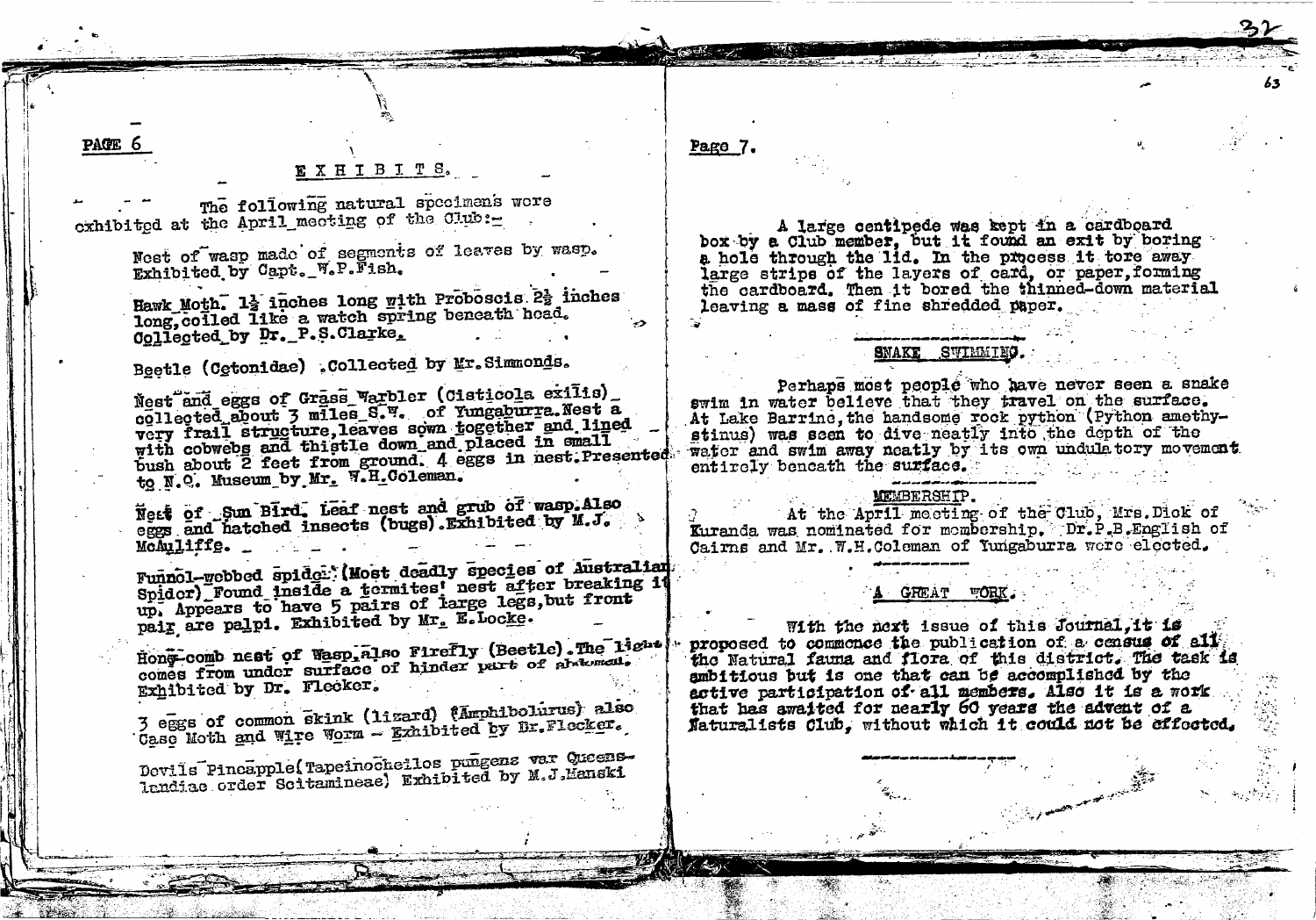## EXHIBITS.

The following natural specimens were exhibited at the April meeting of the Club:-

Nest of wasp made of segments of leaves by wasp. Exhibited by Capt. W.P.Fish.

Hawk Moth. 1½ inches long with Proboscis 2½ inches long, coiled like a watch spring beneath head. Collected by Dr. P.S.Clarke.

Beetle (Cetonidae). Collected by Mr.Simmonds.

Nest and eggs of Grass Warbler (Cisticola exilis) collected about 3 miles S.W. of Yungaburra. Nest a very frail structure, leaves sown together and lined with cobwebs and thistle down and placed in small bush about 2 feet from ground. 4 eggs in nest. Presented to N.Q. Museum by Mr. W.H.Coleman.

Nest of Sun Bird. Leaf nest and grub of wasp. Also eggs and hatched insects (bugs). Exhibited by M.J. McAuliffe.

Funnel-webbed spider (Most deadly species of Australian Spider) Found inside a termites' nest after breaking it up. Appears to have 5 pairs of large legs, but front pair are palpi. Exhibited by Mr. E.Locke.

Honey-comb nest of Wasp, also Firefly (Beetle). The light comes from under surface of hinder part of abdomen. Exhibited by Dr. Flecker.

3 eggs of common skink (lizard) (Amphibolurus) also Case Moth and Wire Worm - Exhibited by Dr.Flecker.

Devils Pineapple (Tapeinocheilos pungens var Queenslandiae order Scitamineae) Exhibited by M.J.Manski

A large centipede was kept in a cardboard box by a Club member, but it found an exit by boring a hole through the lid. In the process it tore away large strips of the layers of card, or paper, forming the cardboard. Then it bored the thinned-down material leaving a mass of fine shredded paper.

## SNAKE SWIMMING.

Perhaps most people who have never seen a snake swim in water believe that they travel on the surface. At Lake Barrine, the handsome rock python (Python amethystinus) was seen to dive neatly into the depth of the water and swim away neatly by its own undulatory movement entirely beneath the surface.

## MEMBERSHIP.

At the April meeting of the Club, Mrs.Dick of Kuranda was nominated for membership. Dr.P.B.English of Cairns and Mr. W.H.Coleman of Yungaburra were elected.

## A GREAT WORK.

With the next issue of this Journal, it is proposed to commence the publication of a census of all the Natural fauna and flora of this district. The task is ambitious but is one that can be accomplished by the active participation of all members. Also it is a work that has awaited for nearly 60 years the advent of a Naturalists Club, without which it could not be effected.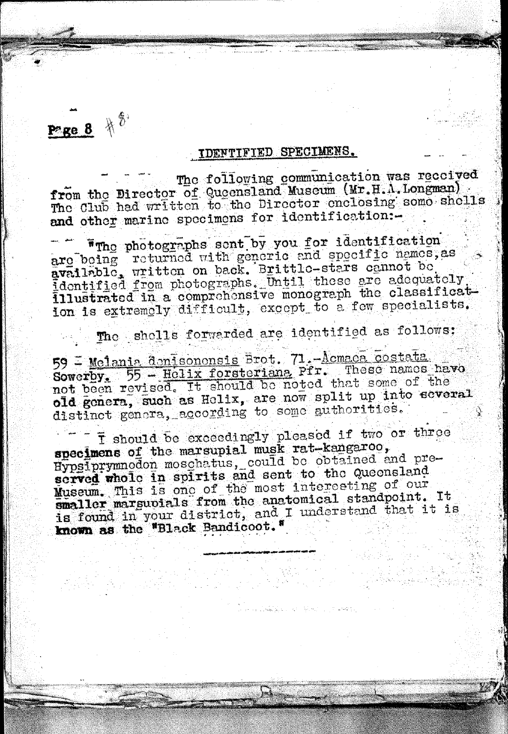## IDENTIFIED SPECIMENS.

The following communication was received from the Director of Queensland Museum (Mr. H. A. Longman). The Club had written to the Director enclosing some shells and other marine specimens for identification:-

"The photographs sent by you for identification are being returned with generic and specific names, as available, written on back. Brittle-stars cannot be identified from photographs. Until these are adequately illustrated in a comprehensive monograph the classification is extremely difficult, except to a few specialists.

The shells forwarded are identified as follows:

59 - _Melania denisonensis_ Brot. 71.-_Acmaea costata_ Sowerby. 55 - _Helix forsteriana_ Pfr. These names have not been revised. It should be noted that some of the old genera, such as Helix, are now split up into several distinct genera, according to some authorities.

I should be exceedingly pleased if two or three specimens of the marsupial musk rat-kangaroo, Hypsiprymnodon moschatus, could be obtained and preserved whole in spirits and sent to the Queensland Museum. This is one of the most interesting of our smaller marsupials from the anatomical standpoint. It is found in your district, and I understand that it is known as the "Black Bandicoot."